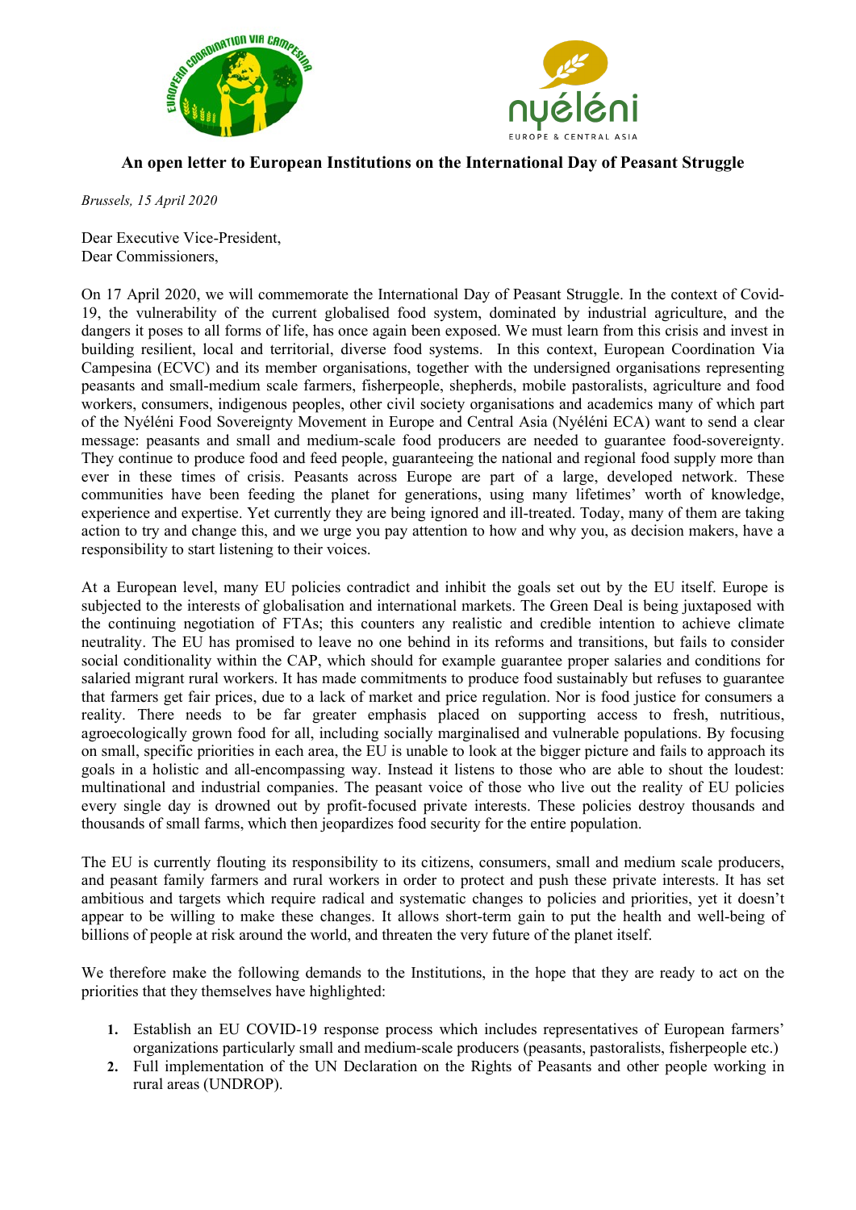# An open letter to European Institutions on the International Day of Peasant Struggle

*Brussels, 15 April 2020*

Dear Executive Vice-President,
Dear Commissioners,

On 17 April 2020, we will commemorate the International Day of Peasant Struggle. In the context of Covid-19, the vulnerability of the current globalised food system, dominated by industrial agriculture, and the dangers it poses to all forms of life, has once again been exposed. We must learn from this crisis and invest in building resilient, local and territorial, diverse food systems. In this context, European Coordination Via Campesina (ECVC) and its member organisations, together with the undersigned organisations representing peasants and small-medium scale farmers, fisherpeople, shepherds, mobile pastoralists, agriculture and food workers, consumers, indigenous peoples, other civil society organisations and academics many of which part of the Nyéléni Food Sovereignty Movement in Europe and Central Asia (Nyéléni ECA) want to send a clear message: peasants and small and medium-scale food producers are needed to guarantee food-sovereignty. They continue to produce food and feed people, guaranteeing the national and regional food supply more than ever in these times of crisis. Peasants across Europe are part of a large, developed network. These communities have been feeding the planet for generations, using many lifetimes' worth of knowledge, experience and expertise. Yet currently they are being ignored and ill-treated. Today, many of them are taking action to try and change this, and we urge you pay attention to how and why you, as decision makers, have a responsibility to start listening to their voices.

At a European level, many EU policies contradict and inhibit the goals set out by the EU itself. Europe is subjected to the interests of globalisation and international markets. The Green Deal is being juxtaposed with the continuing negotiation of FTAs; this counters any realistic and credible intention to achieve climate neutrality. The EU has promised to leave no one behind in its reforms and transitions, but fails to consider social conditionality within the CAP, which should for example guarantee proper salaries and conditions for salaried migrant rural workers. It has made commitments to produce food sustainably but refuses to guarantee that farmers get fair prices, due to a lack of market and price regulation. Nor is food justice for consumers a reality. There needs to be far greater emphasis placed on supporting access to fresh, nutritious, agroecologically grown food for all, including socially marginalised and vulnerable populations. By focusing on small, specific priorities in each area, the EU is unable to look at the bigger picture and fails to approach its goals in a holistic and all-encompassing way. Instead it listens to those who are able to shout the loudest: multinational and industrial companies. The peasant voice of those who live out the reality of EU policies every single day is drowned out by profit-focused private interests. These policies destroy thousands and thousands of small farms, which then jeopardizes food security for the entire population.

The EU is currently flouting its responsibility to its citizens, consumers, small and medium scale producers, and peasant family farmers and rural workers in order to protect and push these private interests. It has set ambitious and targets which require radical and systematic changes to policies and priorities, yet it doesn't appear to be willing to make these changes. It allows short-term gain to put the health and well-being of billions of people at risk around the world, and threaten the very future of the planet itself.

We therefore make the following demands to the Institutions, in the hope that they are ready to act on the priorities that they themselves have highlighted:

1. Establish an EU COVID-19 response process which includes representatives of European farmers' organizations particularly small and medium-scale producers (peasants, pastoralists, fisherpeople etc.)
2. Full implementation of the UN Declaration on the Rights of Peasants and other people working in rural areas (UNDROP).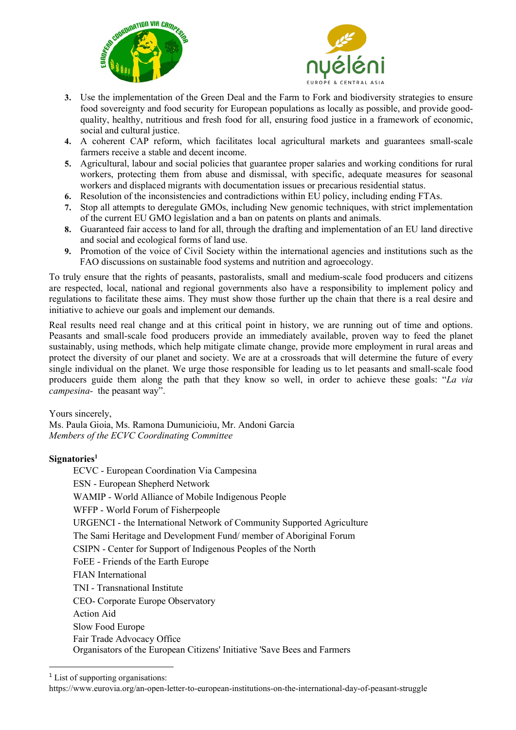3. Use the implementation of the Green Deal and the Farm to Fork and biodiversity strategies to ensure food sovereignty and food security for European populations as locally as possible, and provide good-quality, healthy, nutritious and fresh food for all, ensuring food justice in a framework of economic, social and cultural justice.
4. A coherent CAP reform, which facilitates local agricultural markets and guarantees small-scale farmers receive a stable and decent income.
5. Agricultural, labour and social policies that guarantee proper salaries and working conditions for rural workers, protecting them from abuse and dismissal, with specific, adequate measures for seasonal workers and displaced migrants with documentation issues or precarious residential status.
6. Resolution of the inconsistencies and contradictions within EU policy, including ending FTAs.
7. Stop all attempts to deregulate GMOs, including New genomic techniques, with strict implementation of the current EU GMO legislation and a ban on patents on plants and animals.
8. Guaranteed fair access to land for all, through the drafting and implementation of an EU land directive and social and ecological forms of land use.
9. Promotion of the voice of Civil Society within the international agencies and institutions such as the FAO discussions on sustainable food systems and nutrition and agroecology.

To truly ensure that the rights of peasants, pastoralists, small and medium-scale food producers and citizens are respected, local, national and regional governments also have a responsibility to implement policy and regulations to facilitate these aims. They must show those further up the chain that there is a real desire and initiative to achieve our goals and implement our demands.

Real results need real change and at this critical point in history, we are running out of time and options. Peasants and small-scale food producers provide an immediately available, proven way to feed the planet sustainably, using methods, which help mitigate climate change, provide more employment in rural areas and protect the diversity of our planet and society. We are at a crossroads that will determine the future of every single individual on the planet. We urge those responsible for leading us to let peasants and small-scale food producers guide them along the path that they know so well, in order to achieve these goals: "*La via campesina*- the peasant way".

Yours sincerely,
Ms. Paula Gioia, Ms. Ramona Dumunicioiu, Mr. Andoni Garcia
*Members of the ECVC Coordinating Committee*

**Signatories**[1]

ECVC - European Coordination Via Campesina
ESN - European Shepherd Network
WAMIP - World Alliance of Mobile Indigenous People
WFFP - World Forum of Fisherpeople
URGENCI - the International Network of Community Supported Agriculture
The Sami Heritage and Development Fund/ member of Aboriginal Forum
CSIPN - Center for Support of Indigenous Peoples of the North
FoEE - Friends of the Earth Europe
FIAN International
TNI - Transnational Institute
CEO- Corporate Europe Observatory
Action Aid
Slow Food Europe
Fair Trade Advocacy Office
Organisators of the European Citizens' Initiative 'Save Bees and Farmers

[1] List of supporting organisations:
https://www.eurovia.org/an-open-letter-to-european-institutions-on-the-international-day-of-peasant-struggle